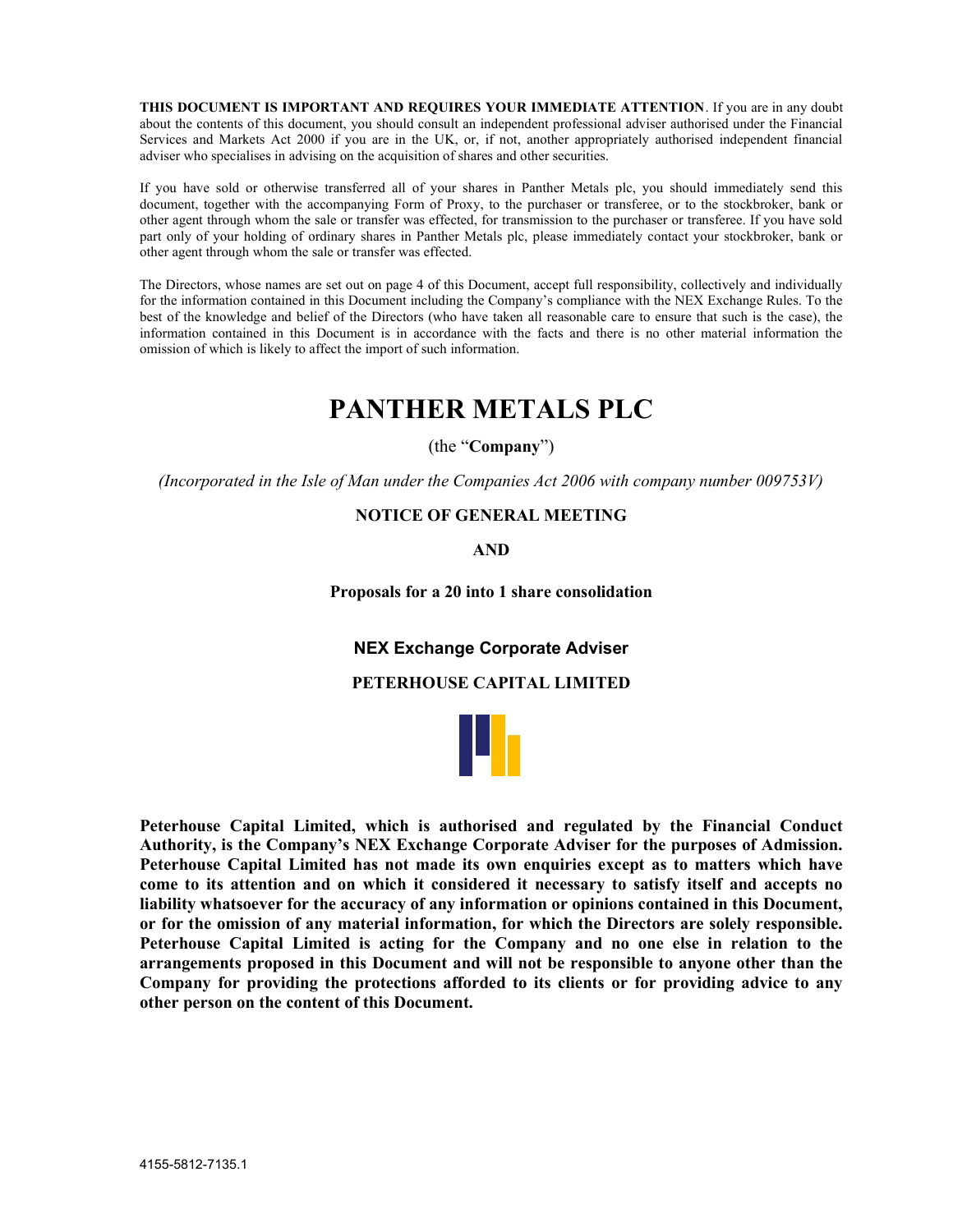**THIS DOCUMENT IS IMPORTANT AND REQUIRES YOUR IMMEDIATE ATTENTION**. If you are in any doubt about the contents of this document, you should consult an independent professional adviser authorised under the Financial Services and Markets Act 2000 if you are in the UK, or, if not, another appropriately authorised independent financial adviser who specialises in advising on the acquisition of shares and other securities.

If you have sold or otherwise transferred all of your shares in Panther Metals plc, you should immediately send this document, together with the accompanying Form of Proxy, to the purchaser or transferee, or to the stockbroker, bank or other agent through whom the sale or transfer was effected, for transmission to the purchaser or transferee. If you have sold part only of your holding of ordinary shares in Panther Metals plc, please immediately contact your stockbroker, bank or other agent through whom the sale or transfer was effected.

The Directors, whose names are set out on page 4 of this Document, accept full responsibility, collectively and individually for the information contained in this Document including the Company's compliance with the NEX Exchange Rules. To the best of the knowledge and belief of the Directors (who have taken all reasonable care to ensure that such is the case), the information contained in this Document is in accordance with the facts and there is no other material information the omission of which is likely to affect the import of such information.

# PANTHER METALS PLC

(the "**Company**")

*(Incorporated in the Isle of Man under the Companies Act 2006 with company number 009753V)*

**NOTICE OF GENERAL MEETING**

**AND**

**Proposals for a 20 into 1 share consolidation**

**NEX Exchange Corporate Adviser**

**PETERHOUSE CAPITAL LIMITED**

**Peterhouse Capital Limited, which is authorised and regulated by the Financial Conduct Authority, is the Company's NEX Exchange Corporate Adviser for the purposes of Admission. Peterhouse Capital Limited has not made its own enquiries except as to matters which have come to its attention and on which it considered it necessary to satisfy itself and accepts no liability whatsoever for the accuracy of any information or opinions contained in this Document, or for the omission of any material information, for which the Directors are solely responsible. Peterhouse Capital Limited is acting for the Company and no one else in relation to the arrangements proposed in this Document and will not be responsible to anyone other than the Company for providing the protections afforded to its clients or for providing advice to any other person on the content of this Document.**

4155-5812-7135.1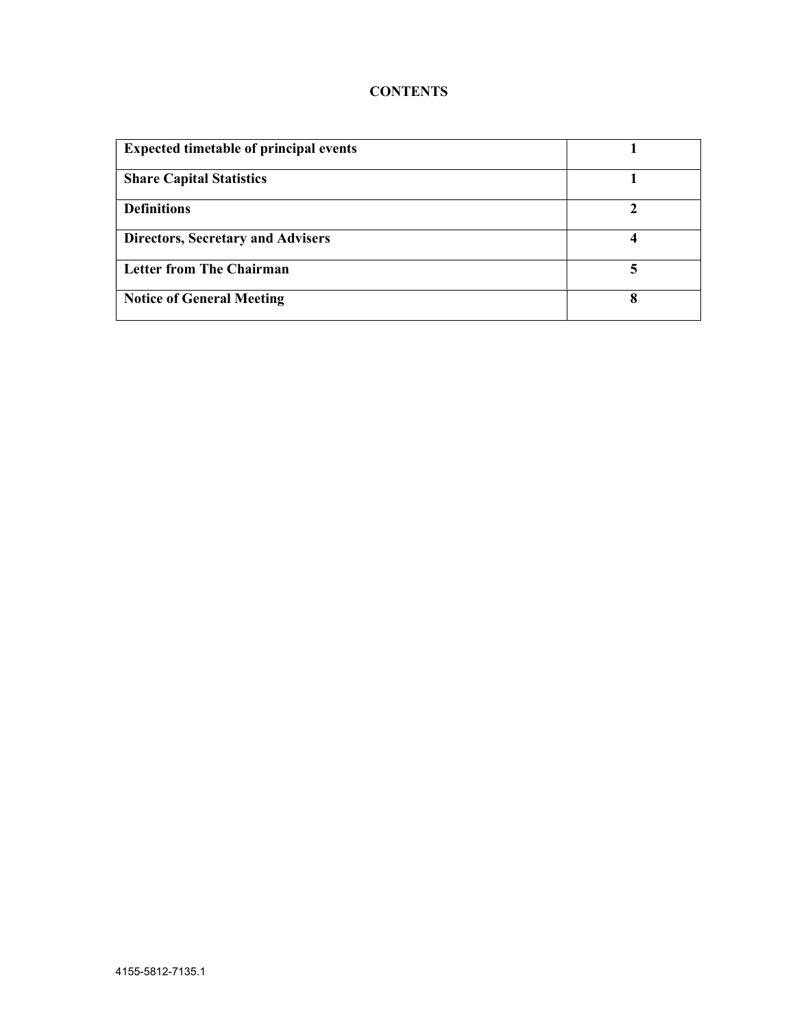**CONTENTS**

| | |
|---|---|
| **Expected timetable of principal events** | **1** |
| **Share Capital Statistics** | **1** |
| **Definitions** | **2** |
| **Directors, Secretary and Advisers** | **4** |
| **Letter from The Chairman** | **5** |
| **Notice of General Meeting** | **8** |

4155-5812-7135.1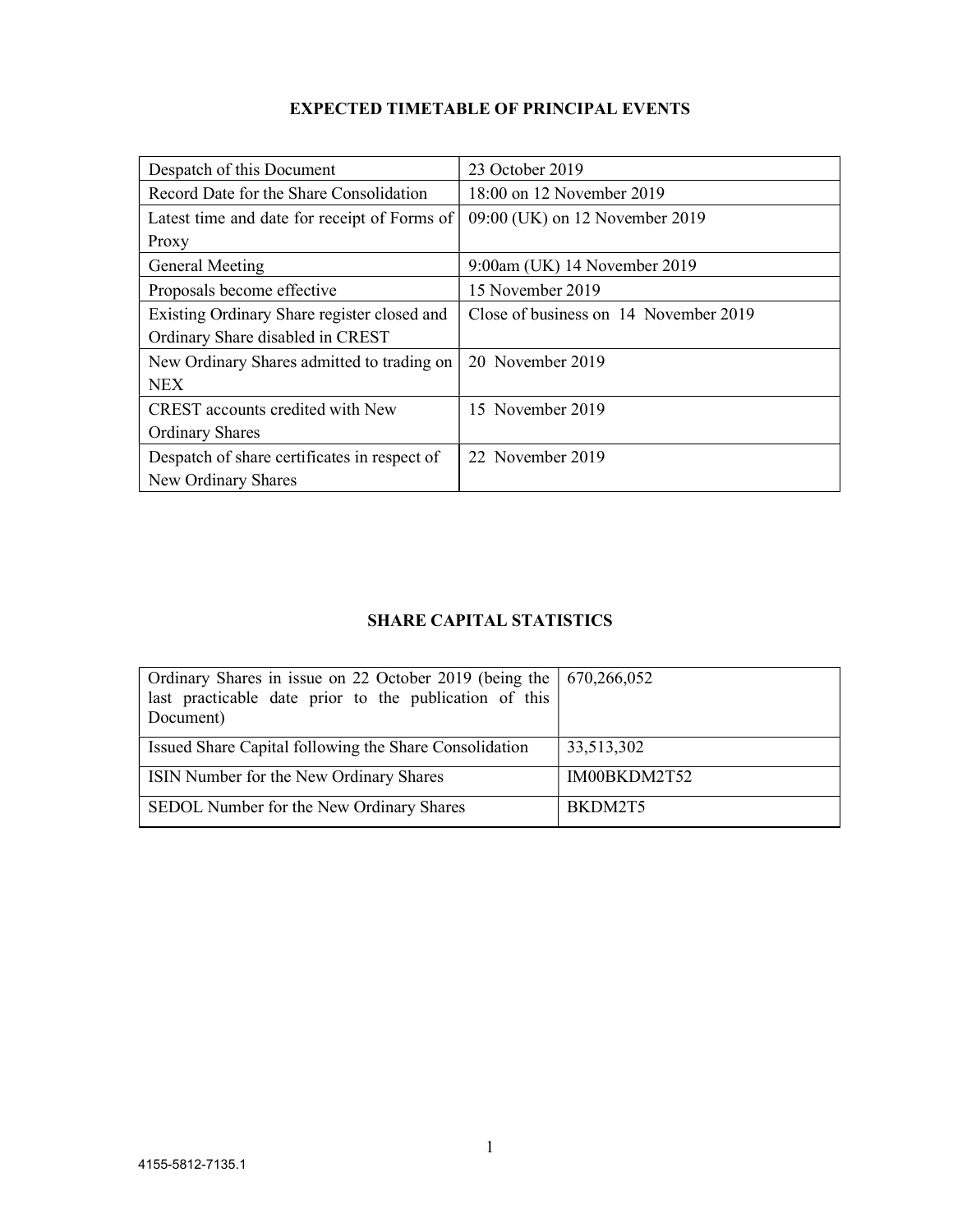## EXPECTED TIMETABLE OF PRINCIPAL EVENTS

| | |
|---|---|
| Despatch of this Document | 23 October 2019 |
| Record Date for the Share Consolidation | 18:00 on 12 November 2019 |
| Latest time and date for receipt of Forms of Proxy | 09:00 (UK) on 12 November 2019 |
| General Meeting | 9:00am (UK) 14 November 2019 |
| Proposals become effective | 15 November 2019 |
| Existing Ordinary Share register closed and Ordinary Share disabled in CREST | Close of business on 14 November 2019 |
| New Ordinary Shares admitted to trading on NEX | 20 November 2019 |
| CREST accounts credited with New Ordinary Shares | 15 November 2019 |
| Despatch of share certificates in respect of New Ordinary Shares | 22 November 2019 |

## SHARE CAPITAL STATISTICS

| | |
|---|---|
| Ordinary Shares in issue on 22 October 2019 (being the last practicable date prior to the publication of this Document) | 670,266,052 |
| Issued Share Capital following the Share Consolidation | 33,513,302 |
| ISIN Number for the New Ordinary Shares | IM00BKDM2T52 |
| SEDOL Number for the New Ordinary Shares | BKDM2T5 |

4155-5812-7135.1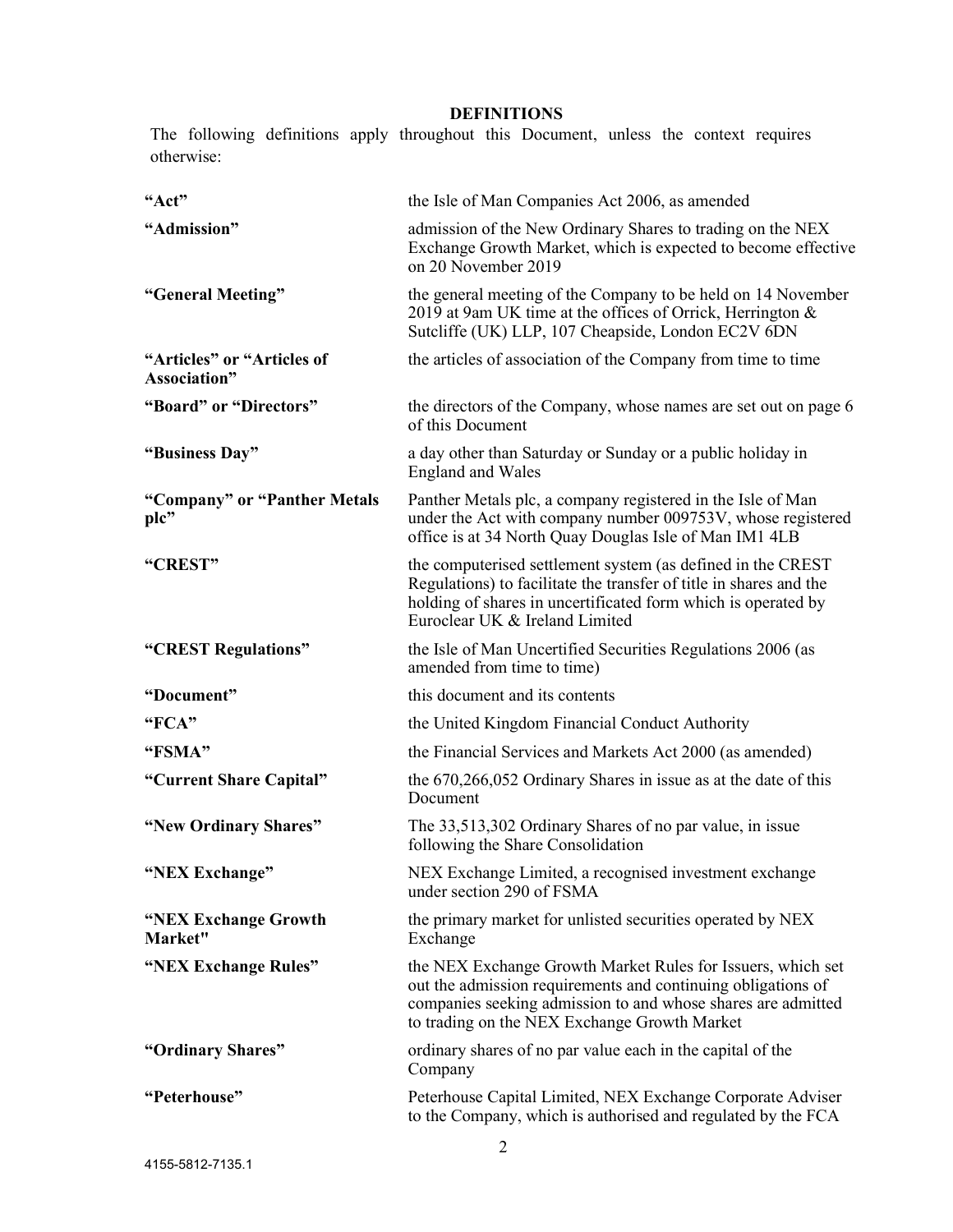## DEFINITIONS

The following definitions apply throughout this Document, unless the context requires otherwise:

| | |
|---|---|
| **"Act"** | the Isle of Man Companies Act 2006, as amended |
| **"Admission"** | admission of the New Ordinary Shares to trading on the NEX Exchange Growth Market, which is expected to become effective on 20 November 2019 |
| **"General Meeting"** | the general meeting of the Company to be held on 14 November 2019 at 9am UK time at the offices of Orrick, Herrington & Sutcliffe (UK) LLP, 107 Cheapside, London EC2V 6DN |
| **"Articles" or "Articles of Association"** | the articles of association of the Company from time to time |
| **"Board" or "Directors"** | the directors of the Company, whose names are set out on page 6 of this Document |
| **"Business Day"** | a day other than Saturday or Sunday or a public holiday in England and Wales |
| **"Company" or "Panther Metals plc"** | Panther Metals plc, a company registered in the Isle of Man under the Act with company number 009753V, whose registered office is at 34 North Quay Douglas Isle of Man IM1 4LB |
| **"CREST"** | the computerised settlement system (as defined in the CREST Regulations) to facilitate the transfer of title in shares and the holding of shares in uncertificated form which is operated by Euroclear UK & Ireland Limited |
| **"CREST Regulations"** | the Isle of Man Uncertified Securities Regulations 2006 (as amended from time to time) |
| **"Document"** | this document and its contents |
| **"FCA"** | the United Kingdom Financial Conduct Authority |
| **"FSMA"** | the Financial Services and Markets Act 2000 (as amended) |
| **"Current Share Capital"** | the 670,266,052 Ordinary Shares in issue as at the date of this Document |
| **"New Ordinary Shares"** | The 33,513,302 Ordinary Shares of no par value, in issue following the Share Consolidation |
| **"NEX Exchange"** | NEX Exchange Limited, a recognised investment exchange under section 290 of FSMA |
| **"NEX Exchange Growth Market"** | the primary market for unlisted securities operated by NEX Exchange |
| **"NEX Exchange Rules"** | the NEX Exchange Growth Market Rules for Issuers, which set out the admission requirements and continuing obligations of companies seeking admission to and whose shares are admitted to trading on the NEX Exchange Growth Market |
| **"Ordinary Shares"** | ordinary shares of no par value each in the capital of the Company |
| **"Peterhouse"** | Peterhouse Capital Limited, NEX Exchange Corporate Adviser to the Company, which is authorised and regulated by the FCA |

4155-5812-7135.1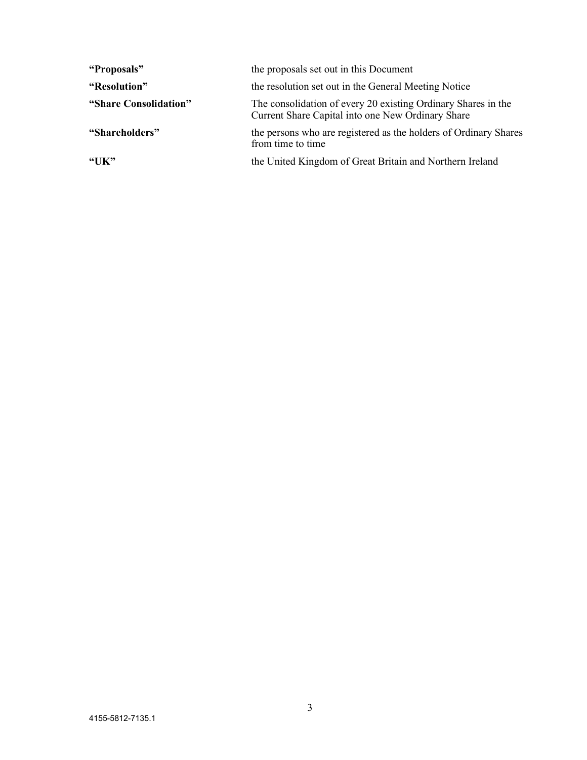| | |
|---|---|
| **"Proposals"** | the proposals set out in this Document |
| **"Resolution"** | the resolution set out in the General Meeting Notice |
| **"Share Consolidation"** | The consolidation of every 20 existing Ordinary Shares in the Current Share Capital into one New Ordinary Share |
| **"Shareholders"** | the persons who are registered as the holders of Ordinary Shares from time to time |
| **"UK"** | the United Kingdom of Great Britain and Northern Ireland |

4155-5812-7135.1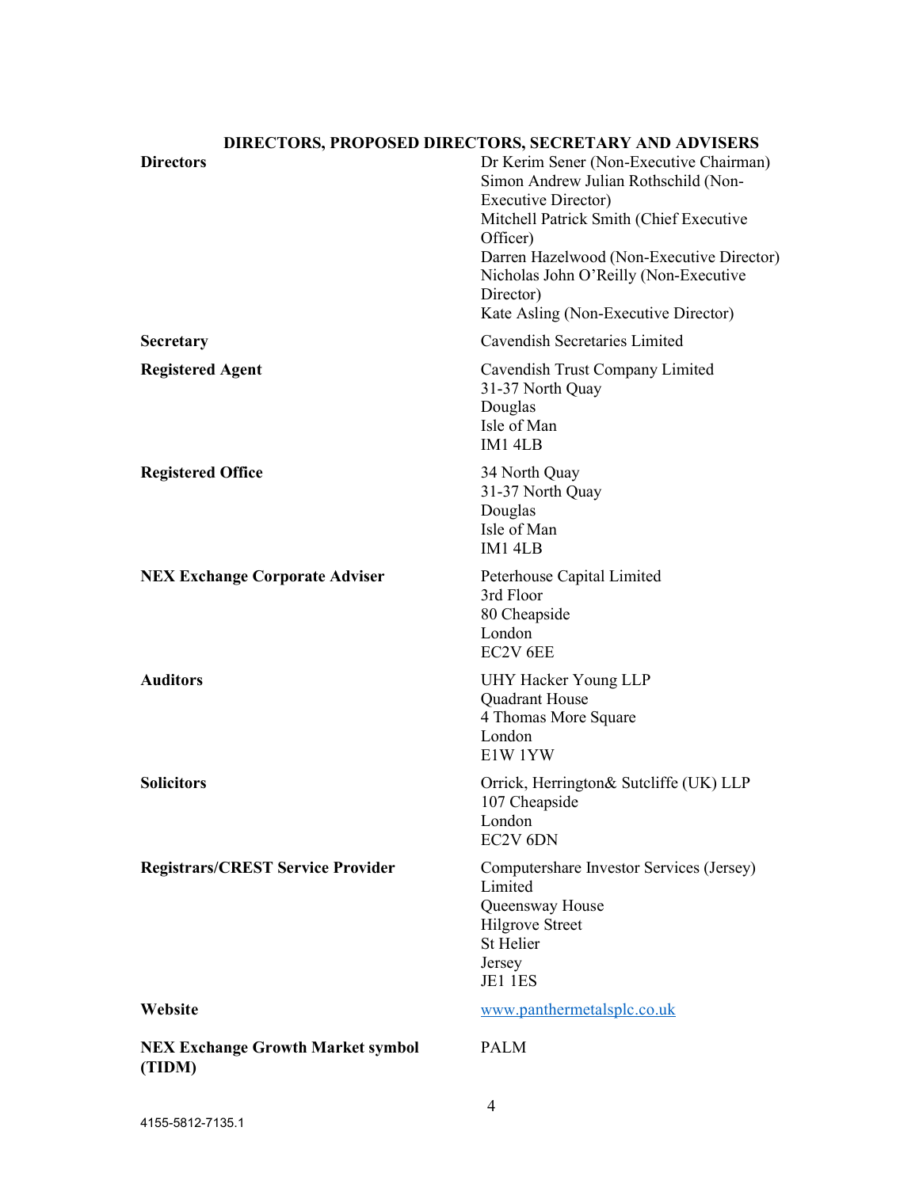## DIRECTORS, PROPOSED DIRECTORS, SECRETARY AND ADVISERS

| | |
|---|---|
| **Directors** | Dr Kerim Sener (Non-Executive Chairman)<br>Simon Andrew Julian Rothschild (Non-Executive Director)<br>Mitchell Patrick Smith (Chief Executive Officer)<br>Darren Hazelwood (Non-Executive Director)<br>Nicholas John O'Reilly (Non-Executive Director)<br>Kate Asling (Non-Executive Director) |
| **Secretary** | Cavendish Secretaries Limited |
| **Registered Agent** | Cavendish Trust Company Limited<br>31-37 North Quay<br>Douglas<br>Isle of Man<br>IM1 4LB |
| **Registered Office** | 34 North Quay<br>31-37 North Quay<br>Douglas<br>Isle of Man<br>IM1 4LB |
| **NEX Exchange Corporate Adviser** | Peterhouse Capital Limited<br>3rd Floor<br>80 Cheapside<br>London<br>EC2V 6EE |
| **Auditors** | UHY Hacker Young LLP<br>Quadrant House<br>4 Thomas More Square<br>London<br>E1W 1YW |
| **Solicitors** | Orrick, Herrington& Sutcliffe (UK) LLP<br>107 Cheapside<br>London<br>EC2V 6DN |
| **Registrars/CREST Service Provider** | Computershare Investor Services (Jersey) Limited<br>Queensway House<br>Hilgrove Street<br>St Helier<br>Jersey<br>JE1 1ES |
| **Website** | www.panthermetalsplc.co.uk |
| **NEX Exchange Growth Market symbol (TIDM)** | PALM |

4155-5812-7135.1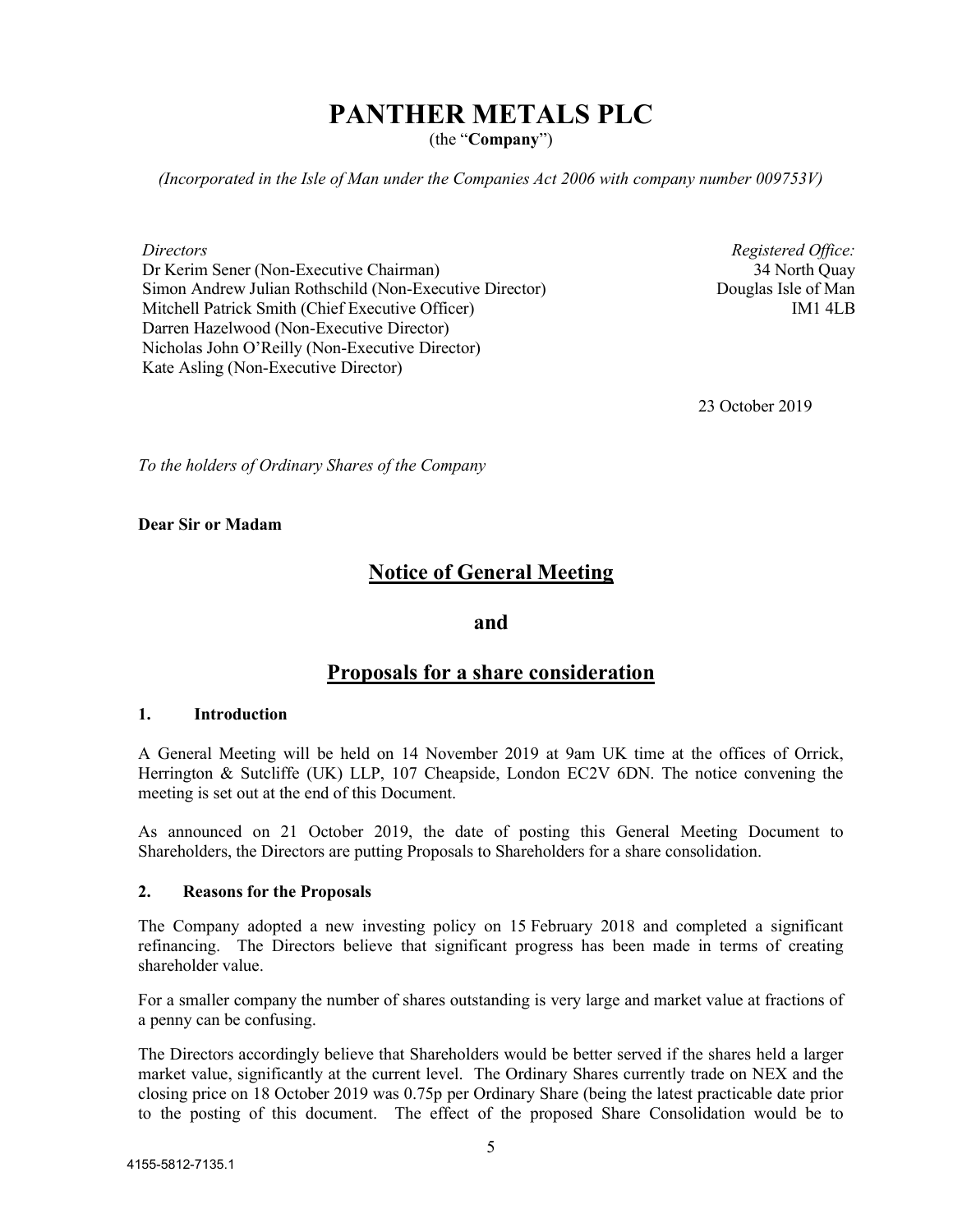# PANTHER METALS PLC

(the "**Company**")

*(Incorporated in the Isle of Man under the Companies Act 2006 with company number 009753V)*

*Directors*
Dr Kerim Sener (Non-Executive Chairman)
Simon Andrew Julian Rothschild (Non-Executive Director)
Mitchell Patrick Smith (Chief Executive Officer)
Darren Hazelwood (Non-Executive Director)
Nicholas John O'Reilly (Non-Executive Director)
Kate Asling (Non-Executive Director)

*Registered Office:*
34 North Quay
Douglas Isle of Man
IM1 4LB

23 October 2019

*To the holders of Ordinary Shares of the Company*

**Dear Sir or Madam**

## Notice of General Meeting

## and

## Proposals for a share consideration

### 1. Introduction

A General Meeting will be held on 14 November 2019 at 9am UK time at the offices of Orrick, Herrington & Sutcliffe (UK) LLP, 107 Cheapside, London EC2V 6DN. The notice convening the meeting is set out at the end of this Document.

As announced on 21 October 2019, the date of posting this General Meeting Document to Shareholders, the Directors are putting Proposals to Shareholders for a share consolidation.

### 2. Reasons for the Proposals

The Company adopted a new investing policy on 15 February 2018 and completed a significant refinancing. The Directors believe that significant progress has been made in terms of creating shareholder value.

For a smaller company the number of shares outstanding is very large and market value at fractions of a penny can be confusing.

The Directors accordingly believe that Shareholders would be better served if the shares held a larger market value, significantly at the current level. The Ordinary Shares currently trade on NEX and the closing price on 18 October 2019 was 0.75p per Ordinary Share (being the latest practicable date prior to the posting of this document. The effect of the proposed Share Consolidation would be to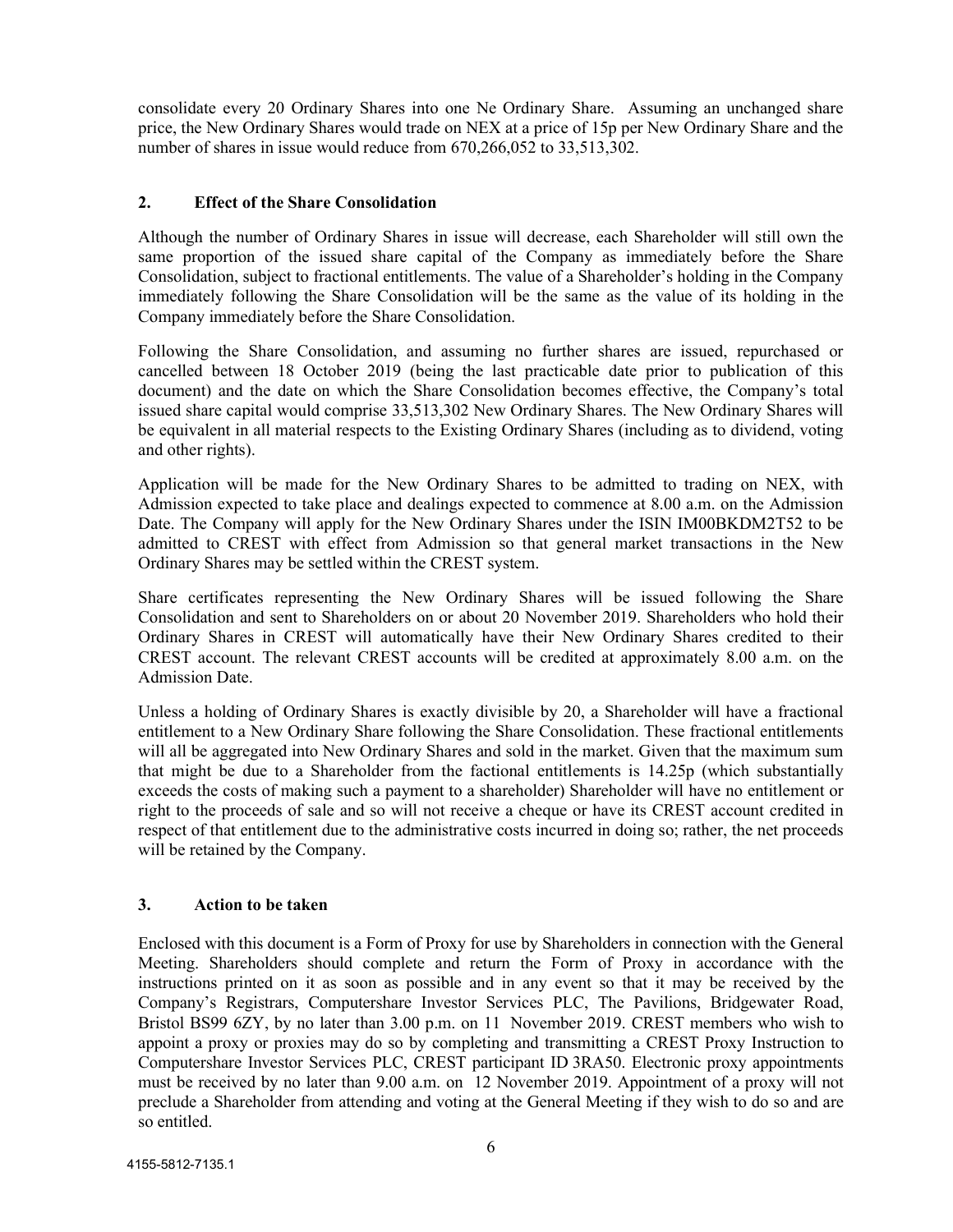consolidate every 20 Ordinary Shares into one Ne Ordinary Share. Assuming an unchanged share price, the New Ordinary Shares would trade on NEX at a price of 15p per New Ordinary Share and the number of shares in issue would reduce from 670,266,052 to 33,513,302.

## 2. Effect of the Share Consolidation

Although the number of Ordinary Shares in issue will decrease, each Shareholder will still own the same proportion of the issued share capital of the Company as immediately before the Share Consolidation, subject to fractional entitlements. The value of a Shareholder's holding in the Company immediately following the Share Consolidation will be the same as the value of its holding in the Company immediately before the Share Consolidation.

Following the Share Consolidation, and assuming no further shares are issued, repurchased or cancelled between 18 October 2019 (being the last practicable date prior to publication of this document) and the date on which the Share Consolidation becomes effective, the Company's total issued share capital would comprise 33,513,302 New Ordinary Shares. The New Ordinary Shares will be equivalent in all material respects to the Existing Ordinary Shares (including as to dividend, voting and other rights).

Application will be made for the New Ordinary Shares to be admitted to trading on NEX, with Admission expected to take place and dealings expected to commence at 8.00 a.m. on the Admission Date. The Company will apply for the New Ordinary Shares under the ISIN IM00BKDM2T52 to be admitted to CREST with effect from Admission so that general market transactions in the New Ordinary Shares may be settled within the CREST system.

Share certificates representing the New Ordinary Shares will be issued following the Share Consolidation and sent to Shareholders on or about 20 November 2019. Shareholders who hold their Ordinary Shares in CREST will automatically have their New Ordinary Shares credited to their CREST account. The relevant CREST accounts will be credited at approximately 8.00 a.m. on the Admission Date.

Unless a holding of Ordinary Shares is exactly divisible by 20, a Shareholder will have a fractional entitlement to a New Ordinary Share following the Share Consolidation. These fractional entitlements will all be aggregated into New Ordinary Shares and sold in the market. Given that the maximum sum that might be due to a Shareholder from the factional entitlements is 14.25p (which substantially exceeds the costs of making such a payment to a shareholder) Shareholder will have no entitlement or right to the proceeds of sale and so will not receive a cheque or have its CREST account credited in respect of that entitlement due to the administrative costs incurred in doing so; rather, the net proceeds will be retained by the Company.

## 3. Action to be taken

Enclosed with this document is a Form of Proxy for use by Shareholders in connection with the General Meeting. Shareholders should complete and return the Form of Proxy in accordance with the instructions printed on it as soon as possible and in any event so that it may be received by the Company's Registrars, Computershare Investor Services PLC, The Pavilions, Bridgewater Road, Bristol BS99 6ZY, by no later than 3.00 p.m. on 11 November 2019. CREST members who wish to appoint a proxy or proxies may do so by completing and transmitting a CREST Proxy Instruction to Computershare Investor Services PLC, CREST participant ID 3RA50. Electronic proxy appointments must be received by no later than 9.00 a.m. on 12 November 2019. Appointment of a proxy will not preclude a Shareholder from attending and voting at the General Meeting if they wish to do so and are so entitled.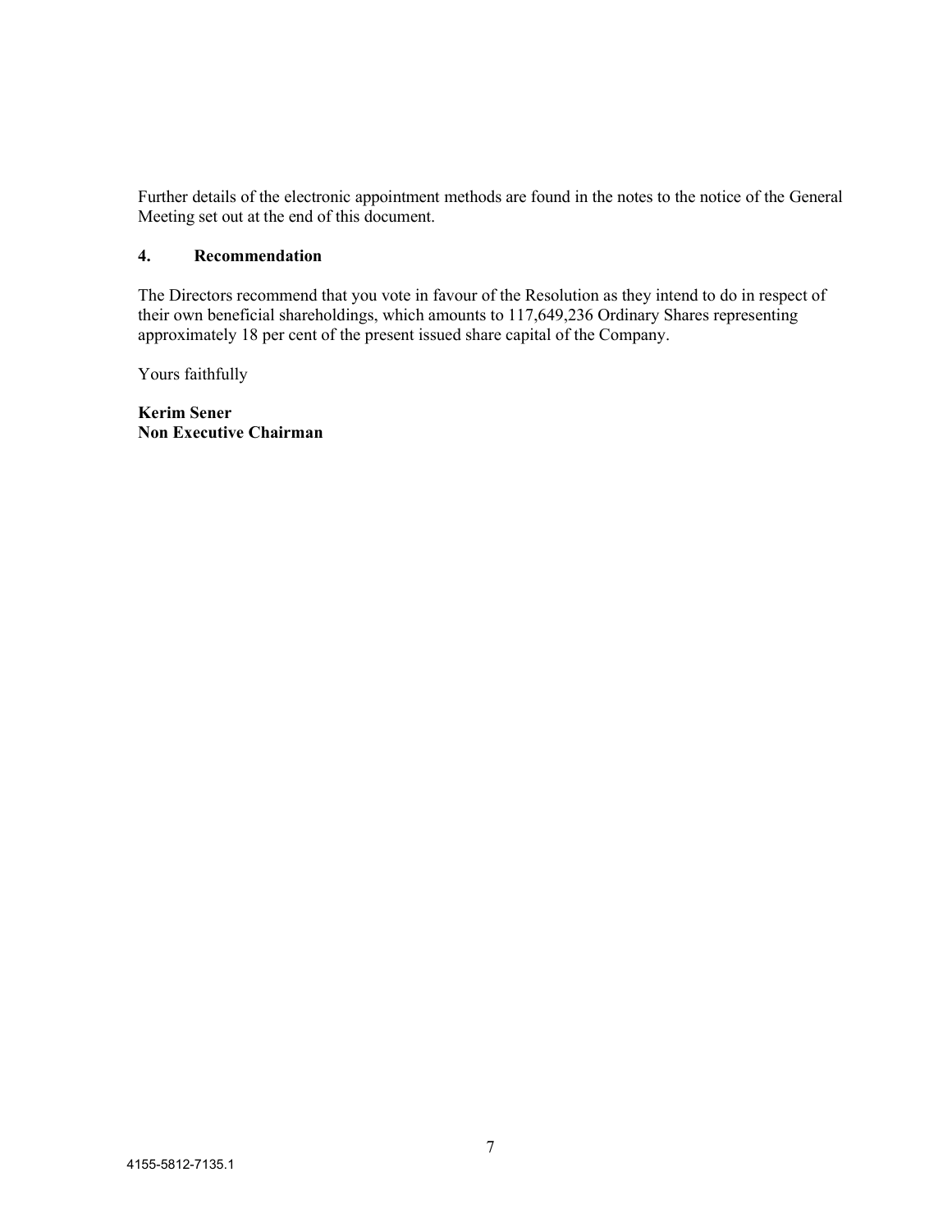Further details of the electronic appointment methods are found in the notes to the notice of the General Meeting set out at the end of this document.

## 4. Recommendation

The Directors recommend that you vote in favour of the Resolution as they intend to do in respect of their own beneficial shareholdings, which amounts to 117,649,236 Ordinary Shares representing approximately 18 per cent of the present issued share capital of the Company.

Yours faithfully

**Kerim Sener**
**Non Executive Chairman**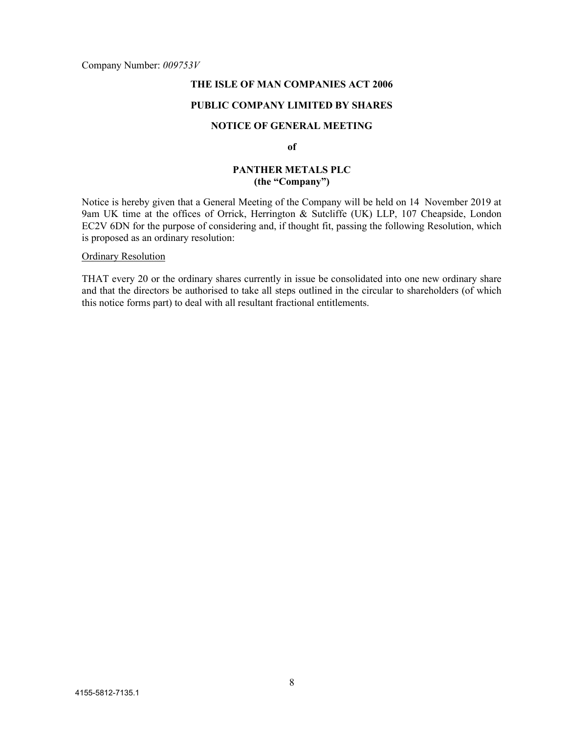Company Number: *009753V*

**THE ISLE OF MAN COMPANIES ACT 2006**

**PUBLIC COMPANY LIMITED BY SHARES**

**NOTICE OF GENERAL MEETING**

**of**

**PANTHER METALS PLC**
**(the "Company")**

Notice is hereby given that a General Meeting of the Company will be held on 14 November 2019 at 9am UK time at the offices of Orrick, Herrington & Sutcliffe (UK) LLP, 107 Cheapside, London EC2V 6DN for the purpose of considering and, if thought fit, passing the following Resolution, which is proposed as an ordinary resolution:

<u>Ordinary Resolution</u>

THAT every 20 or the ordinary shares currently in issue be consolidated into one new ordinary share and that the directors be authorised to take all steps outlined in the circular to shareholders (of which this notice forms part) to deal with all resultant fractional entitlements.

4155-5812-7135.1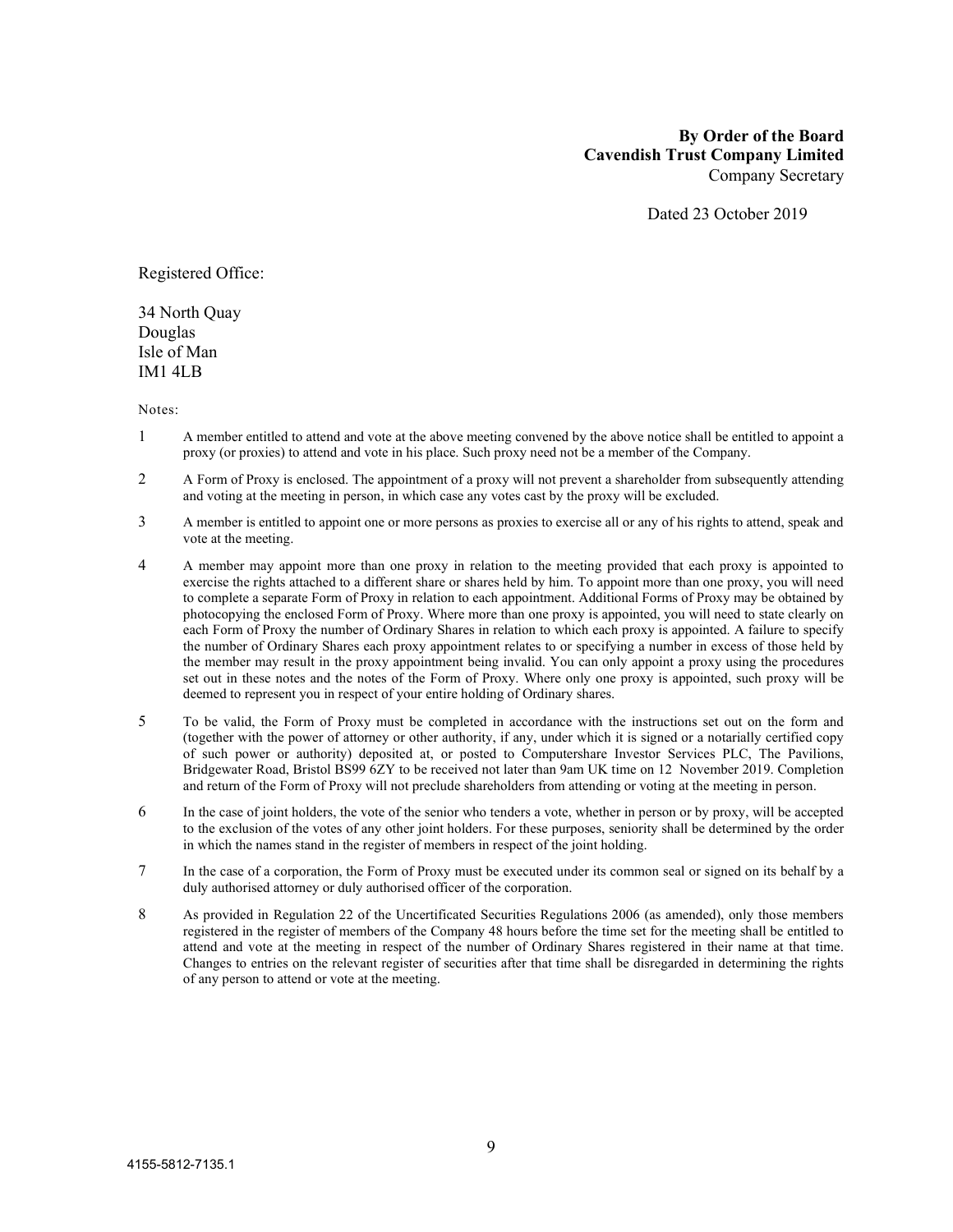**By Order of the Board**
**Cavendish Trust Company Limited**
Company Secretary

Dated 23 October 2019

Registered Office:

34 North Quay
Douglas
Isle of Man
IM1 4LB

Notes:

1 A member entitled to attend and vote at the above meeting convened by the above notice shall be entitled to appoint a proxy (or proxies) to attend and vote in his place. Such proxy need not be a member of the Company.

2 A Form of Proxy is enclosed. The appointment of a proxy will not prevent a shareholder from subsequently attending and voting at the meeting in person, in which case any votes cast by the proxy will be excluded.

3 A member is entitled to appoint one or more persons as proxies to exercise all or any of his rights to attend, speak and vote at the meeting.

4 A member may appoint more than one proxy in relation to the meeting provided that each proxy is appointed to exercise the rights attached to a different share or shares held by him. To appoint more than one proxy, you will need to complete a separate Form of Proxy in relation to each appointment. Additional Forms of Proxy may be obtained by photocopying the enclosed Form of Proxy. Where more than one proxy is appointed, you will need to state clearly on each Form of Proxy the number of Ordinary Shares in relation to which each proxy is appointed. A failure to specify the number of Ordinary Shares each proxy appointment relates to or specifying a number in excess of those held by the member may result in the proxy appointment being invalid. You can only appoint a proxy using the procedures set out in these notes and the notes of the Form of Proxy. Where only one proxy is appointed, such proxy will be deemed to represent you in respect of your entire holding of Ordinary shares.

5 To be valid, the Form of Proxy must be completed in accordance with the instructions set out on the form and (together with the power of attorney or other authority, if any, under which it is signed or a notarially certified copy of such power or authority) deposited at, or posted to Computershare Investor Services PLC, The Pavilions, Bridgewater Road, Bristol BS99 6ZY to be received not later than 9am UK time on 12 November 2019. Completion and return of the Form of Proxy will not preclude shareholders from attending or voting at the meeting in person.

6 In the case of joint holders, the vote of the senior who tenders a vote, whether in person or by proxy, will be accepted to the exclusion of the votes of any other joint holders. For these purposes, seniority shall be determined by the order in which the names stand in the register of members in respect of the joint holding.

7 In the case of a corporation, the Form of Proxy must be executed under its common seal or signed on its behalf by a duly authorised attorney or duly authorised officer of the corporation.

8 As provided in Regulation 22 of the Uncertificated Securities Regulations 2006 (as amended), only those members registered in the register of members of the Company 48 hours before the time set for the meeting shall be entitled to attend and vote at the meeting in respect of the number of Ordinary Shares registered in their name at that time. Changes to entries on the relevant register of securities after that time shall be disregarded in determining the rights of any person to attend or vote at the meeting.

4155-5812-7135.1